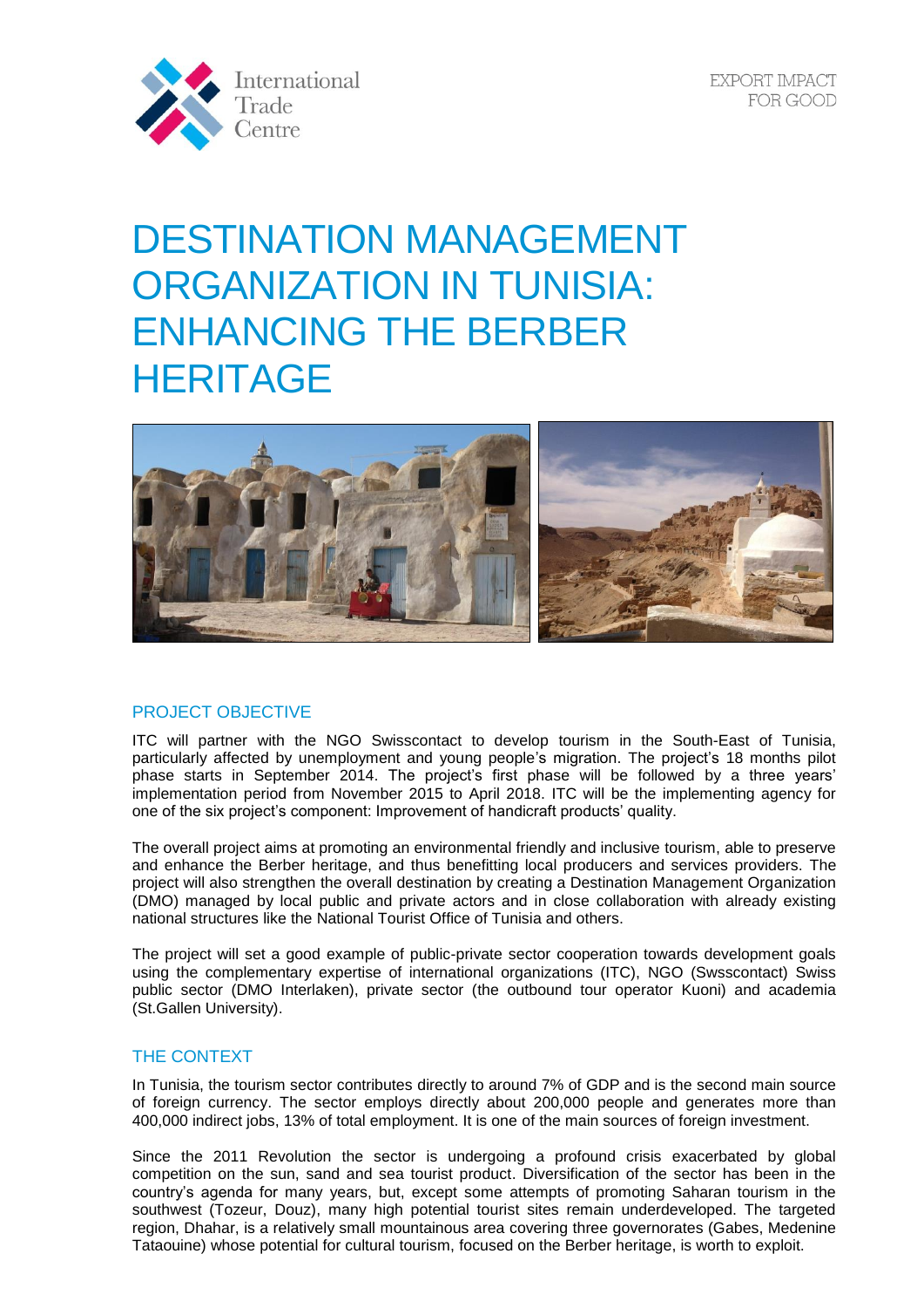International Trade Centre

EXPORT IMPACT FOR GOOD

# DESTINATION MANAGEMENT ORGANIZATION IN TUNISIA: ENHANCING THE BERBER HERITAGE

## PROJECT OBJECTIVE

ITC will partner with the NGO Swisscontact to develop tourism in the South-East of Tunisia, particularly affected by unemployment and young people's migration. The project's 18 months pilot phase starts in September 2014. The project's first phase will be followed by a three years' implementation period from November 2015 to April 2018. ITC will be the implementing agency for one of the six project's component: Improvement of handicraft products' quality.

The overall project aims at promoting an environmental friendly and inclusive tourism, able to preserve and enhance the Berber heritage, and thus benefitting local producers and services providers. The project will also strengthen the overall destination by creating a Destination Management Organization (DMO) managed by local public and private actors and in close collaboration with already existing national structures like the National Tourist Office of Tunisia and others.

The project will set a good example of public-private sector cooperation towards development goals using the complementary expertise of international organizations (ITC), NGO (Swsscontact) Swiss public sector (DMO Interlaken), private sector (the outbound tour operator Kuoni) and academia (St.Gallen University).

## THE CONTEXT

In Tunisia, the tourism sector contributes directly to around 7% of GDP and is the second main source of foreign currency. The sector employs directly about 200,000 people and generates more than 400,000 indirect jobs, 13% of total employment. It is one of the main sources of foreign investment.

Since the 2011 Revolution the sector is undergoing a profound crisis exacerbated by global competition on the sun, sand and sea tourist product. Diversification of the sector has been in the country's agenda for many years, but, except some attempts of promoting Saharan tourism in the southwest (Tozeur, Douz), many high potential tourist sites remain underdeveloped. The targeted region, Dhahar, is a relatively small mountainous area covering three governorates (Gabes, Medenine Tataouine) whose potential for cultural tourism, focused on the Berber heritage, is worth to exploit.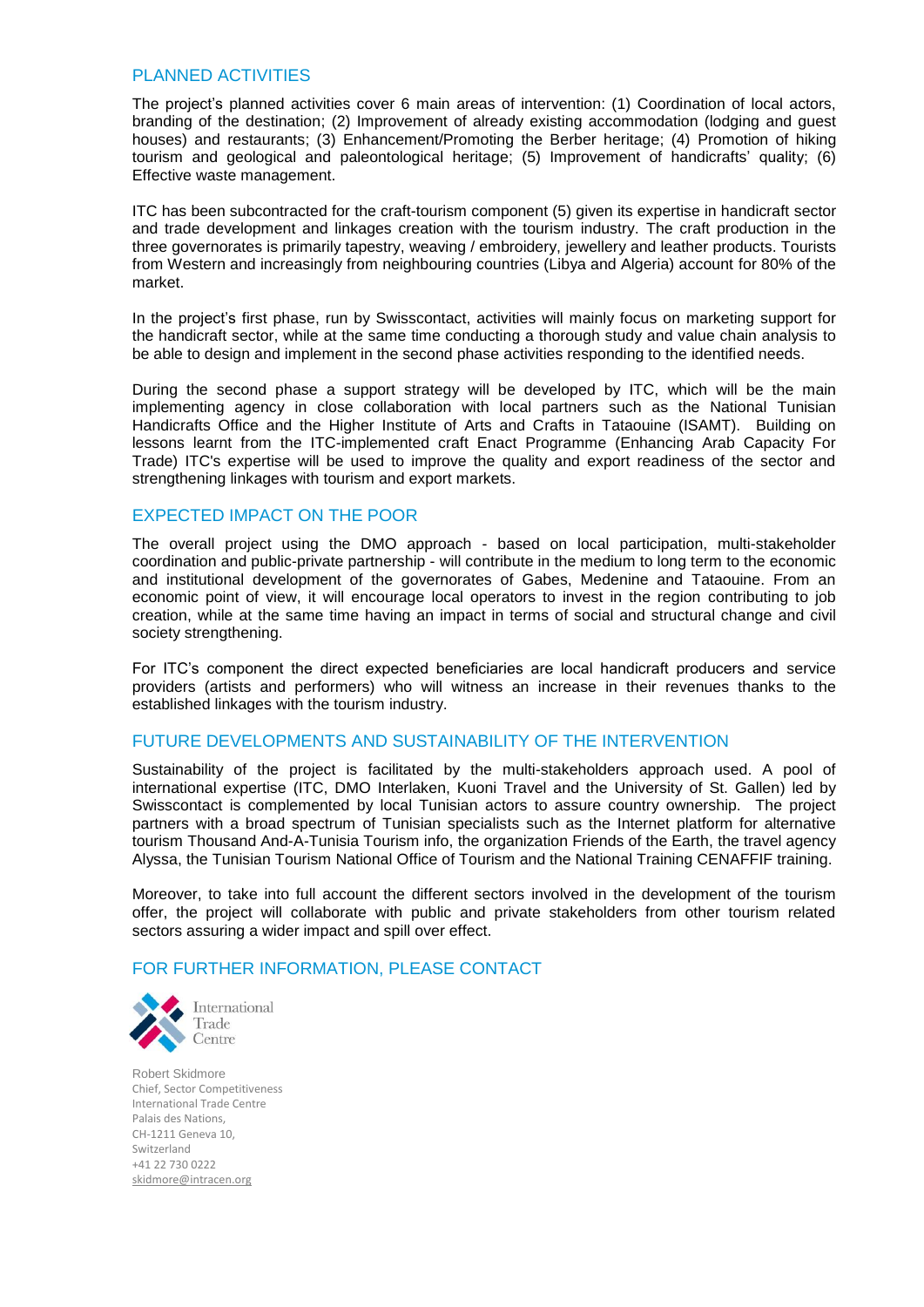## PLANNED ACTIVITIES

The project's planned activities cover 6 main areas of intervention: (1) Coordination of local actors, branding of the destination; (2) Improvement of already existing accommodation (lodging and guest houses) and restaurants; (3) Enhancement/Promoting the Berber heritage; (4) Promotion of hiking tourism and geological and paleontological heritage; (5) Improvement of handicrafts' quality; (6) Effective waste management.

ITC has been subcontracted for the craft-tourism component (5) given its expertise in handicraft sector and trade development and linkages creation with the tourism industry. The craft production in the three governorates is primarily tapestry, weaving / embroidery, jewellery and leather products. Tourists from Western and increasingly from neighbouring countries (Libya and Algeria) account for 80% of the market.

In the project's first phase, run by Swisscontact, activities will mainly focus on marketing support for the handicraft sector, while at the same time conducting a thorough study and value chain analysis to be able to design and implement in the second phase activities responding to the identified needs.

During the second phase a support strategy will be developed by ITC, which will be the main implementing agency in close collaboration with local partners such as the National Tunisian Handicrafts Office and the Higher Institute of Arts and Crafts in Tataouine (ISAMT). Building on lessons learnt from the ITC-implemented craft Enact Programme (Enhancing Arab Capacity For Trade) ITC's expertise will be used to improve the quality and export readiness of the sector and strengthening linkages with tourism and export markets.

## EXPECTED IMPACT ON THE POOR

The overall project using the DMO approach - based on local participation, multi-stakeholder coordination and public-private partnership - will contribute in the medium to long term to the economic and institutional development of the governorates of Gabes, Medenine and Tataouine. From an economic point of view, it will encourage local operators to invest in the region contributing to job creation, while at the same time having an impact in terms of social and structural change and civil society strengthening.

For ITC's component the direct expected beneficiaries are local handicraft producers and service providers (artists and performers) who will witness an increase in their revenues thanks to the established linkages with the tourism industry.

## FUTURE DEVELOPMENTS AND SUSTAINABILITY OF THE INTERVENTION

Sustainability of the project is facilitated by the multi-stakeholders approach used. A pool of international expertise (ITC, DMO Interlaken, Kuoni Travel and the University of St. Gallen) led by Swisscontact is complemented by local Tunisian actors to assure country ownership. The project partners with a broad spectrum of Tunisian specialists such as the Internet platform for alternative tourism Thousand And-A-Tunisia Tourism info, the organization Friends of the Earth, the travel agency Alyssa, the Tunisian Tourism National Office of Tourism and the National Training CENAFFIF training.

Moreover, to take into full account the different sectors involved in the development of the tourism offer, the project will collaborate with public and private stakeholders from other tourism related sectors assuring a wider impact and spill over effect.

## FOR FURTHER INFORMATION, PLEASE CONTACT

International Trade Centre

Robert Skidmore
Chief, Sector Competitiveness
International Trade Centre
Palais des Nations,
CH-1211 Geneva 10,
Switzerland
+41 22 730 0222
skidmore@intracen.org